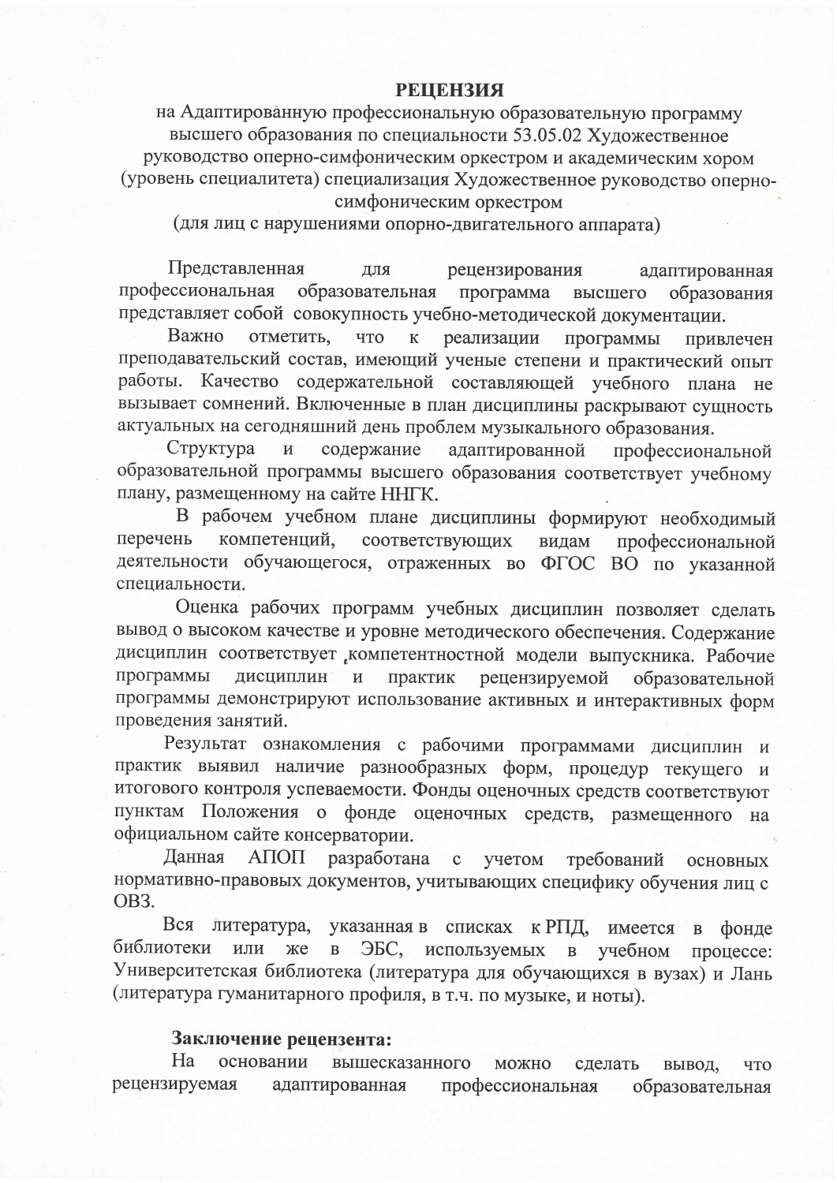# РЕЦЕНЗИЯ

на Адаптированную профессиональную образовательную программу высшего образования по специальности 53.05.02 Художественное руководство оперно-симфоническим оркестром и академическим хором (уровень специалитета) специализация Художественное руководство оперно-симфоническим оркестром

(для лиц с нарушениями опорно-двигательного аппарата)

Представленная для рецензирования адаптированная профессиональная образовательная программа высшего образования представляет собой совокупность учебно-методической документации.

Важно отметить, что к реализации программы привлечен преподавательский состав, имеющий ученые степени и практический опыт работы. Качество содержательной составляющей учебного плана не вызывает сомнений. Включенные в план дисциплины раскрывают сущность актуальных на сегодняшний день проблем музыкального образования.

Структура и содержание адаптированной профессиональной образовательной программы высшего образования соответствует учебному плану, размещенному на сайте ННГК.

В рабочем учебном плане дисциплины формируют необходимый перечень компетенций, соответствующих видам профессиональной деятельности обучающегося, отраженных во ФГОС ВО по указанной специальности.

Оценка рабочих программ учебных дисциплин позволяет сделать вывод о высоком качестве и уровне методического обеспечения. Содержание дисциплин соответствует компетентностной модели выпускника. Рабочие программы дисциплин и практик рецензируемой образовательной программы демонстрируют использование активных и интерактивных форм проведения занятий.

Результат ознакомления с рабочими программами дисциплин и практик выявил наличие разнообразных форм, процедур текущего и итогового контроля успеваемости. Фонды оценочных средств соответствуют пунктам Положения о фонде оценочных средств, размещенного на официальном сайте консерватории.

Данная АПОП разработана с учетом требований основных нормативно-правовых документов, учитывающих специфику обучения лиц с ОВЗ.

Вся литература, указанная в списках к РПД, имеется в фонде библиотеки или же в ЭБС, используемых в учебном процессе: Университетская библиотека (литература для обучающихся в вузах) и Лань (литература гуманитарного профиля, в т.ч. по музыке, и ноты).

**Заключение рецензента:**

На основании вышесказанного можно сделать вывод, что рецензируемая адаптированная профессиональная образовательная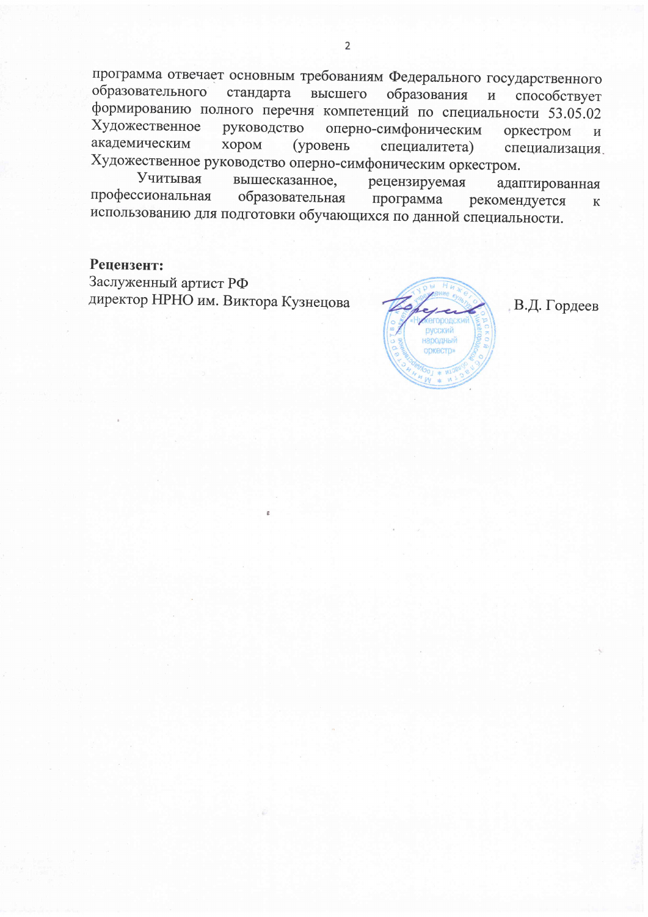программа отвечает основным требованиям Федерального государственного образовательного стандарта высшего образования и способствует формированию полного перечня компетенций по специальности 53.05.02 Художественное руководство оперно-симфоническим оркестром и академическим хором (уровень специалитета) специализация Художественное руководство оперно-симфоническим оркестром.

Учитывая вышесказанное, рецензируемая адаптированная профессиональная образовательная программа рекомендуется к использованию для подготовки обучающихся по данной специальности.

**Рецензент:**
Заслуженный артист РФ
директор НРНО им. Виктора Кузнецова В.Д. Гордеев